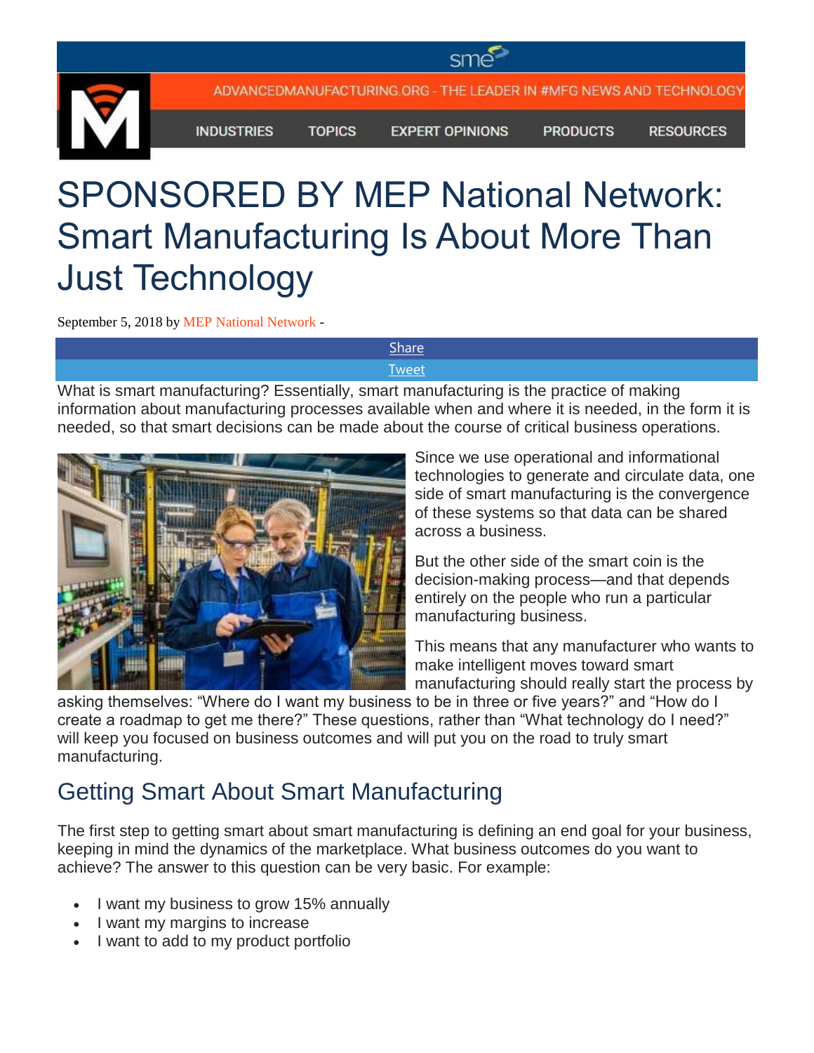# SPONSORED BY MEP National Network: Smart Manufacturing Is About More Than Just Technology

September 5, 2018 by MEP National Network -

Share

Tweet

What is smart manufacturing? Essentially, smart manufacturing is the practice of making information about manufacturing processes available when and where it is needed, in the form it is needed, so that smart decisions can be made about the course of critical business operations.

Since we use operational and informational technologies to generate and circulate data, one side of smart manufacturing is the convergence of these systems so that data can be shared across a business.

But the other side of the smart coin is the decision-making process—and that depends entirely on the people who run a particular manufacturing business.

This means that any manufacturer who wants to make intelligent moves toward smart manufacturing should really start the process by asking themselves: "Where do I want my business to be in three or five years?" and "How do I create a roadmap to get me there?" These questions, rather than "What technology do I need?" will keep you focused on business outcomes and will put you on the road to truly smart manufacturing.

## Getting Smart About Smart Manufacturing

The first step to getting smart about smart manufacturing is defining an end goal for your business, keeping in mind the dynamics of the marketplace. What business outcomes do you want to achieve? The answer to this question can be very basic. For example:

- I want my business to grow 15% annually
- I want my margins to increase
- I want to add to my product portfolio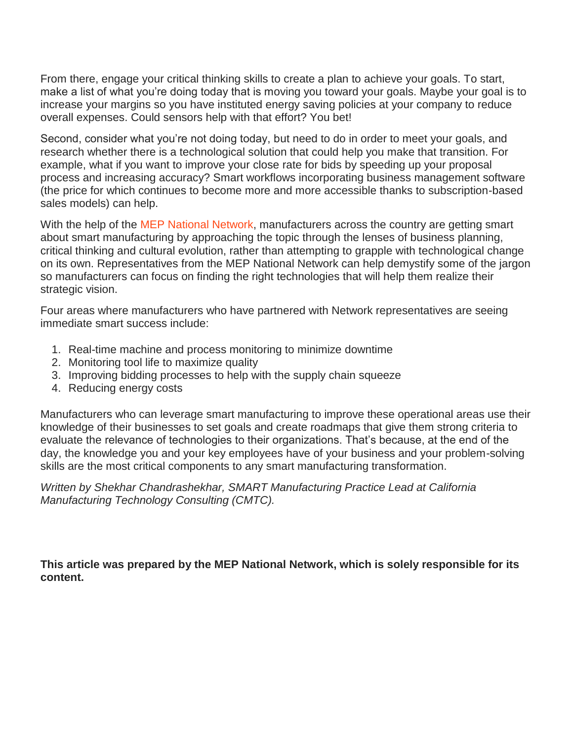From there, engage your critical thinking skills to create a plan to achieve your goals. To start, make a list of what you're doing today that is moving you toward your goals. Maybe your goal is to increase your margins so you have instituted energy saving policies at your company to reduce overall expenses. Could sensors help with that effort? You bet!

Second, consider what you're not doing today, but need to do in order to meet your goals, and research whether there is a technological solution that could help you make that transition. For example, what if you want to improve your close rate for bids by speeding up your proposal process and increasing accuracy? Smart workflows incorporating business management software (the price for which continues to become more and more accessible thanks to subscription-based sales models) can help.

With the help of the MEP National Network, manufacturers across the country are getting smart about smart manufacturing by approaching the topic through the lenses of business planning, critical thinking and cultural evolution, rather than attempting to grapple with technological change on its own. Representatives from the MEP National Network can help demystify some of the jargon so manufacturers can focus on finding the right technologies that will help them realize their strategic vision.

Four areas where manufacturers who have partnered with Network representatives are seeing immediate smart success include:

1. Real-time machine and process monitoring to minimize downtime
2. Monitoring tool life to maximize quality
3. Improving bidding processes to help with the supply chain squeeze
4. Reducing energy costs

Manufacturers who can leverage smart manufacturing to improve these operational areas use their knowledge of their businesses to set goals and create roadmaps that give them strong criteria to evaluate the relevance of technologies to their organizations. That's because, at the end of the day, the knowledge you and your key employees have of your business and your problem-solving skills are the most critical components to any smart manufacturing transformation.

*Written by Shekhar Chandrashekhar, SMART Manufacturing Practice Lead at California Manufacturing Technology Consulting (CMTC).*

**This article was prepared by the MEP National Network, which is solely responsible for its content.**